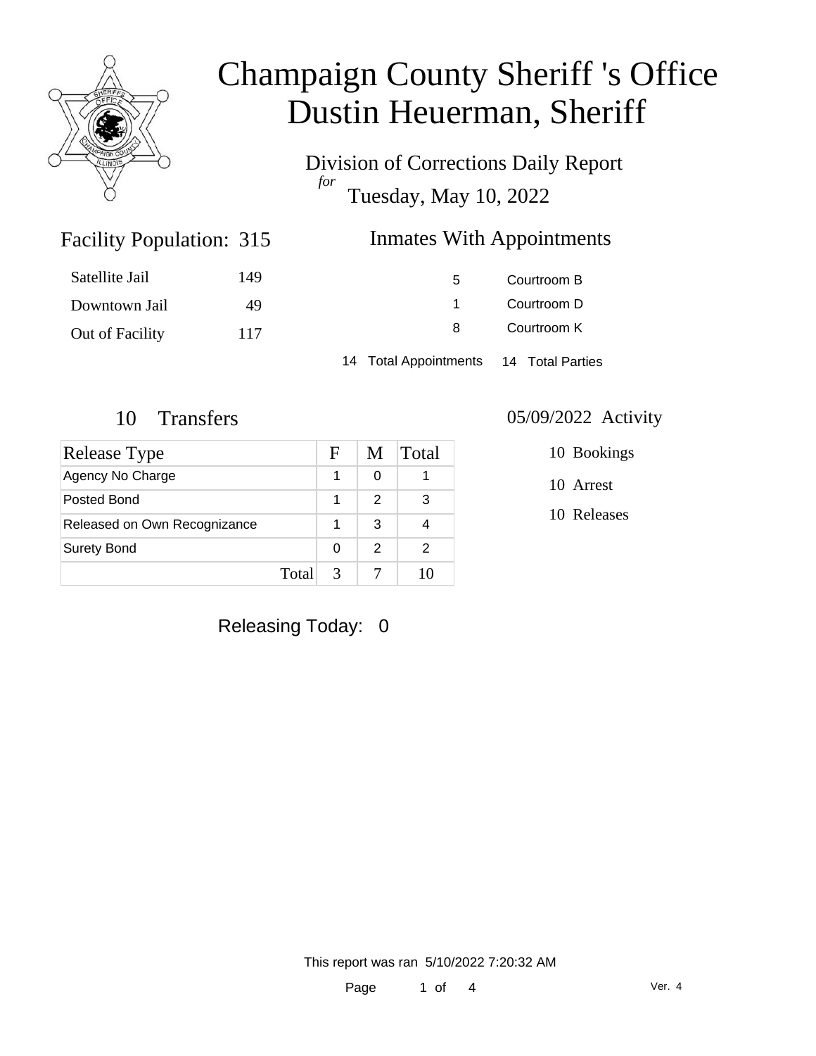# Champaign County Sheriff 's Office
# Dustin Heuerman, Sheriff

Division of Corrections Daily Report
*for*
Tuesday, May 10, 2022

## Facility Population: 315

| | |
|---|---|
| Satellite Jail | 149 |
| Downtown Jail | 49 |
| Out of Facility | 117 |

## Inmates With Appointments

| | |
|---|---|
| 5 | Courtroom B |
| 1 | Courtroom D |
| 8 | Courtroom K |

14 Total Appointments 14 Total Parties

## 10 Transfers

| Release Type | F | M | Total |
|---|---|---|---|
| Agency No Charge | 1 | 0 | 1 |
| Posted Bond | 1 | 2 | 3 |
| Released on Own Recognizance | 1 | 3 | 4 |
| Surety Bond | 0 | 2 | 2 |
| Total | 3 | 7 | 10 |

## 05/09/2022 Activity

10 Bookings

10 Arrest

10 Releases

Releasing Today: 0

This report was ran 5/10/2022 7:20:32 AM

Ver. 4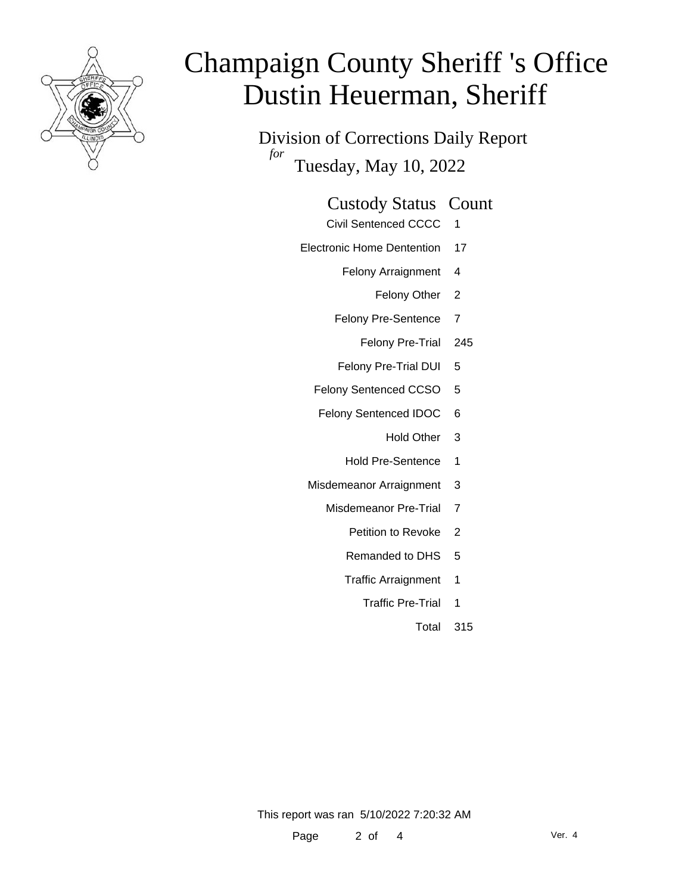# Champaign County Sheriff 's Office
# Dustin Heuerman, Sheriff

## Division of Corrections Daily Report

*for* Tuesday, May 10, 2022

| Custody Status | Count |
|---|---|
| Civil Sentenced CCCC | 1 |
| Electronic Home Dentention | 17 |
| Felony Arraignment | 4 |
| Felony Other | 2 |
| Felony Pre-Sentence | 7 |
| Felony Pre-Trial | 245 |
| Felony Pre-Trial DUI | 5 |
| Felony Sentenced CCSO | 5 |
| Felony Sentenced IDOC | 6 |
| Hold Other | 3 |
| Hold Pre-Sentence | 1 |
| Misdemeanor Arraignment | 3 |
| Misdemeanor Pre-Trial | 7 |
| Petition to Revoke | 2 |
| Remanded to DHS | 5 |
| Traffic Arraignment | 1 |
| Traffic Pre-Trial | 1 |
| Total | 315 |

This report was ran 5/10/2022 7:20:32 AM

Ver. 4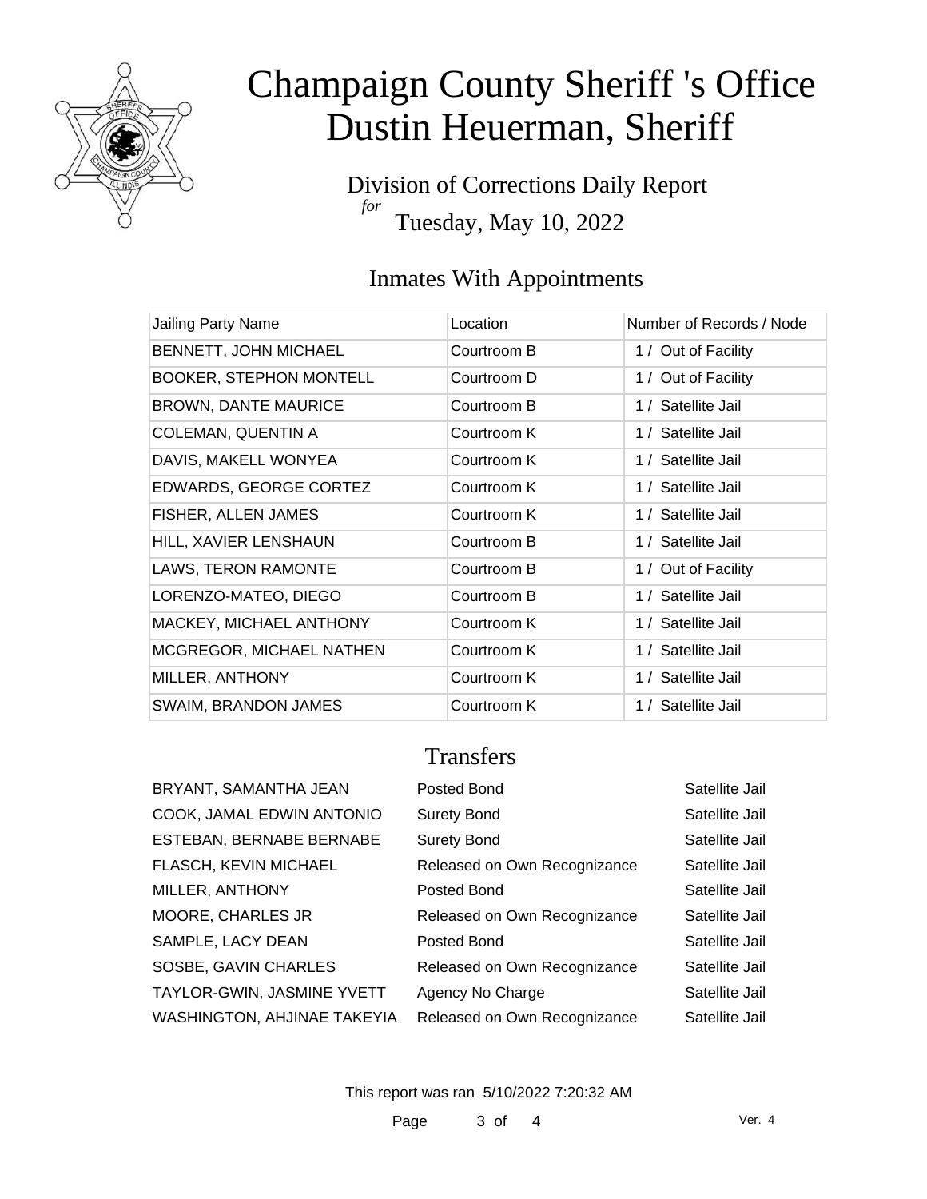# Champaign County Sheriff 's Office
# Dustin Heuerman, Sheriff

Division of Corrections Daily Report
*for*
Tuesday, May 10, 2022

## Inmates With Appointments

| Jailing Party Name | Location | Number of Records / Node |
|---|---|---|
| BENNETT, JOHN MICHAEL | Courtroom B | 1 / Out of Facility |
| BOOKER, STEPHON MONTELL | Courtroom D | 1 / Out of Facility |
| BROWN, DANTE MAURICE | Courtroom B | 1 / Satellite Jail |
| COLEMAN, QUENTIN A | Courtroom K | 1 / Satellite Jail |
| DAVIS, MAKELL WONYEA | Courtroom K | 1 / Satellite Jail |
| EDWARDS, GEORGE CORTEZ | Courtroom K | 1 / Satellite Jail |
| FISHER, ALLEN JAMES | Courtroom K | 1 / Satellite Jail |
| HILL, XAVIER LENSHAUN | Courtroom B | 1 / Satellite Jail |
| LAWS, TERON RAMONTE | Courtroom B | 1 / Out of Facility |
| LORENZO-MATEO, DIEGO | Courtroom B | 1 / Satellite Jail |
| MACKEY, MICHAEL ANTHONY | Courtroom K | 1 / Satellite Jail |
| MCGREGOR, MICHAEL NATHEN | Courtroom K | 1 / Satellite Jail |
| MILLER, ANTHONY | Courtroom K | 1 / Satellite Jail |
| SWAIM, BRANDON JAMES | Courtroom K | 1 / Satellite Jail |

## Transfers

| | | |
|---|---|---|
| BRYANT, SAMANTHA JEAN | Posted Bond | Satellite Jail |
| COOK, JAMAL EDWIN ANTONIO | Surety Bond | Satellite Jail |
| ESTEBAN, BERNABE BERNABE | Surety Bond | Satellite Jail |
| FLASCH, KEVIN MICHAEL | Released on Own Recognizance | Satellite Jail |
| MILLER, ANTHONY | Posted Bond | Satellite Jail |
| MOORE, CHARLES JR | Released on Own Recognizance | Satellite Jail |
| SAMPLE, LACY DEAN | Posted Bond | Satellite Jail |
| SOSBE, GAVIN CHARLES | Released on Own Recognizance | Satellite Jail |
| TAYLOR-GWIN, JASMINE YVETT | Agency No Charge | Satellite Jail |
| WASHINGTON, AHJINAE TAKEYIA | Released on Own Recognizance | Satellite Jail |

This report was ran 5/10/2022 7:20:32 AM

Ver. 4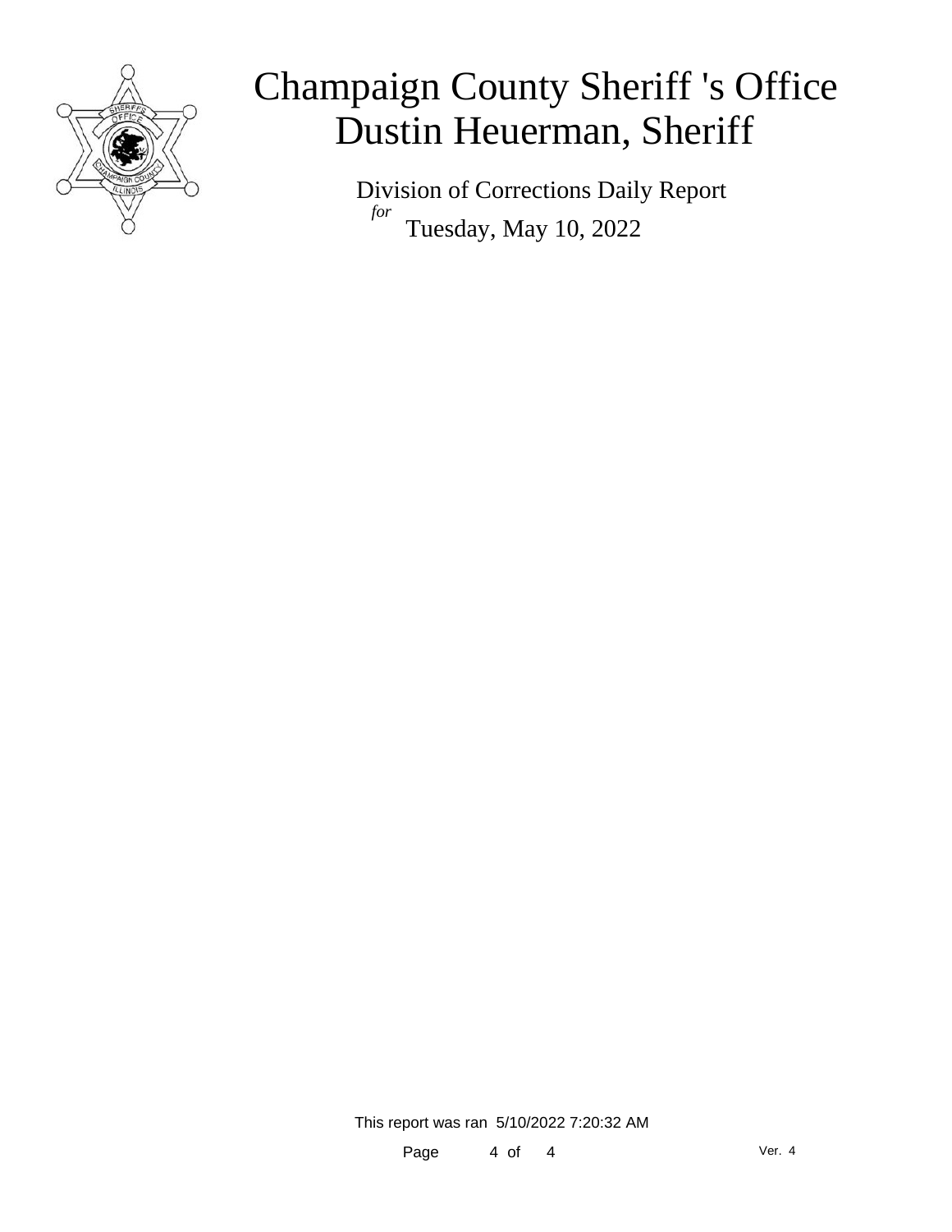# Champaign County Sheriff 's Office
# Dustin Heuerman, Sheriff

Division of Corrections Daily Report

*for* Tuesday, May 10, 2022

This report was ran 5/10/2022 7:20:32 AM

Ver. 4